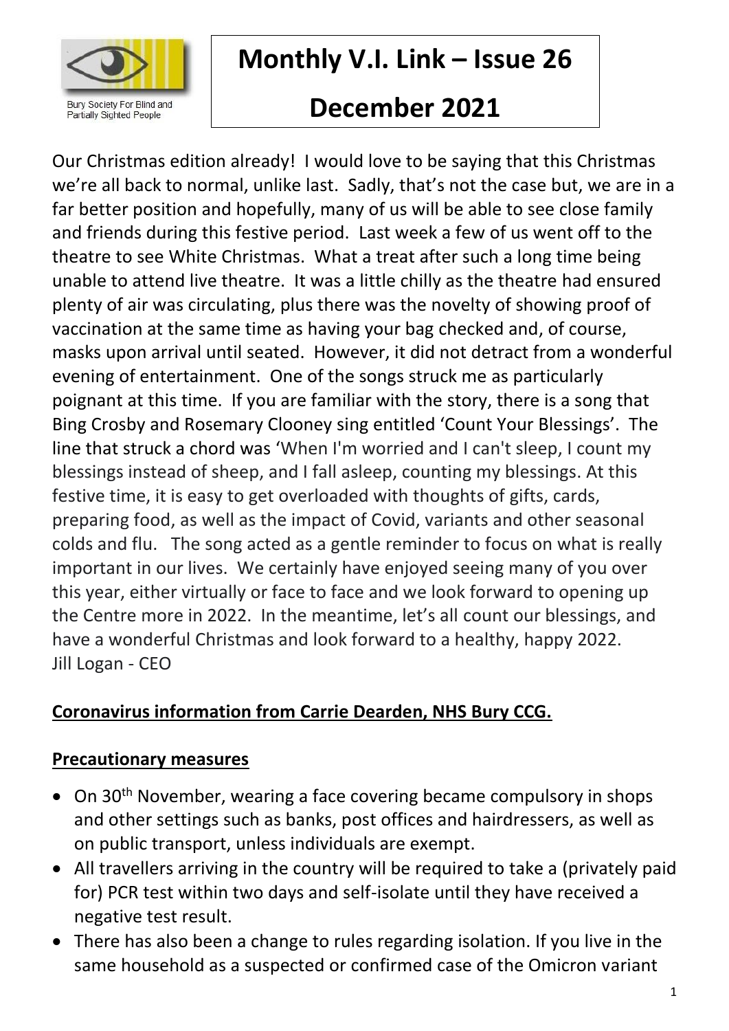Bury Society For Blind and Partially Sighted People

# Monthly V.I. Link – Issue 26

# December 2021

Our Christmas edition already! I would love to be saying that this Christmas we're all back to normal, unlike last. Sadly, that's not the case but, we are in a far better position and hopefully, many of us will be able to see close family and friends during this festive period. Last week a few of us went off to the theatre to see White Christmas. What a treat after such a long time being unable to attend live theatre. It was a little chilly as the theatre had ensured plenty of air was circulating, plus there was the novelty of showing proof of vaccination at the same time as having your bag checked and, of course, masks upon arrival until seated. However, it did not detract from a wonderful evening of entertainment. One of the songs struck me as particularly poignant at this time. If you are familiar with the story, there is a song that Bing Crosby and Rosemary Clooney sing entitled 'Count Your Blessings'. The line that struck a chord was 'When I'm worried and I can't sleep, I count my blessings instead of sheep, and I fall asleep, counting my blessings. At this festive time, it is easy to get overloaded with thoughts of gifts, cards, preparing food, as well as the impact of Covid, variants and other seasonal colds and flu. The song acted as a gentle reminder to focus on what is really important in our lives. We certainly have enjoyed seeing many of you over this year, either virtually or face to face and we look forward to opening up the Centre more in 2022. In the meantime, let's all count our blessings, and have a wonderful Christmas and look forward to a healthy, happy 2022.
Jill Logan - CEO

**Coronavirus information from Carrie Dearden, NHS Bury CCG.**

**Precautionary measures**

- On 30th November, wearing a face covering became compulsory in shops and other settings such as banks, post offices and hairdressers, as well as on public transport, unless individuals are exempt.
- All travellers arriving in the country will be required to take a (privately paid for) PCR test within two days and self-isolate until they have received a negative test result.
- There has also been a change to rules regarding isolation. If you live in the same household as a suspected or confirmed case of the Omicron variant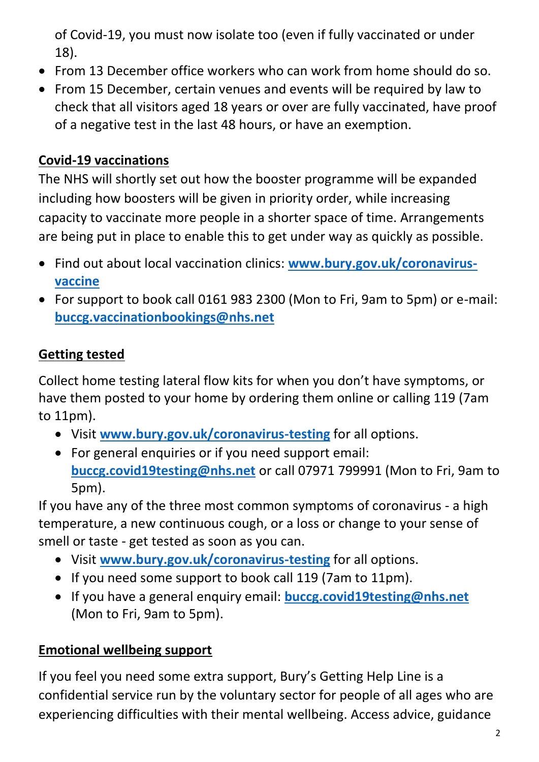of Covid-19, you must now isolate too (even if fully vaccinated or under 18).

- From 13 December office workers who can work from home should do so.
- From 15 December, certain venues and events will be required by law to check that all visitors aged 18 years or over are fully vaccinated, have proof of a negative test in the last 48 hours, or have an exemption.

**Covid-19 vaccinations**

The NHS will shortly set out how the booster programme will be expanded including how boosters will be given in priority order, while increasing capacity to vaccinate more people in a shorter space of time. Arrangements are being put in place to enable this to get under way as quickly as possible.

- Find out about local vaccination clinics: **www.bury.gov.uk/coronavirus-vaccine**
- For support to book call 0161 983 2300 (Mon to Fri, 9am to 5pm) or e-mail: **buccg.vaccinationbookings@nhs.net**

**Getting tested**

Collect home testing lateral flow kits for when you don't have symptoms, or have them posted to your home by ordering them online or calling 119 (7am to 11pm).

- Visit **www.bury.gov.uk/coronavirus-testing** for all options.
- For general enquiries or if you need support email: **buccg.covid19testing@nhs.net** or call 07971 799991 (Mon to Fri, 9am to 5pm).

If you have any of the three most common symptoms of coronavirus - a high temperature, a new continuous cough, or a loss or change to your sense of smell or taste - get tested as soon as you can.

- Visit **www.bury.gov.uk/coronavirus-testing** for all options.
- If you need some support to book call 119 (7am to 11pm).
- If you have a general enquiry email: **buccg.covid19testing@nhs.net** (Mon to Fri, 9am to 5pm).

**Emotional wellbeing support**

If you feel you need some extra support, Bury's Getting Help Line is a confidential service run by the voluntary sector for people of all ages who are experiencing difficulties with their mental wellbeing. Access advice, guidance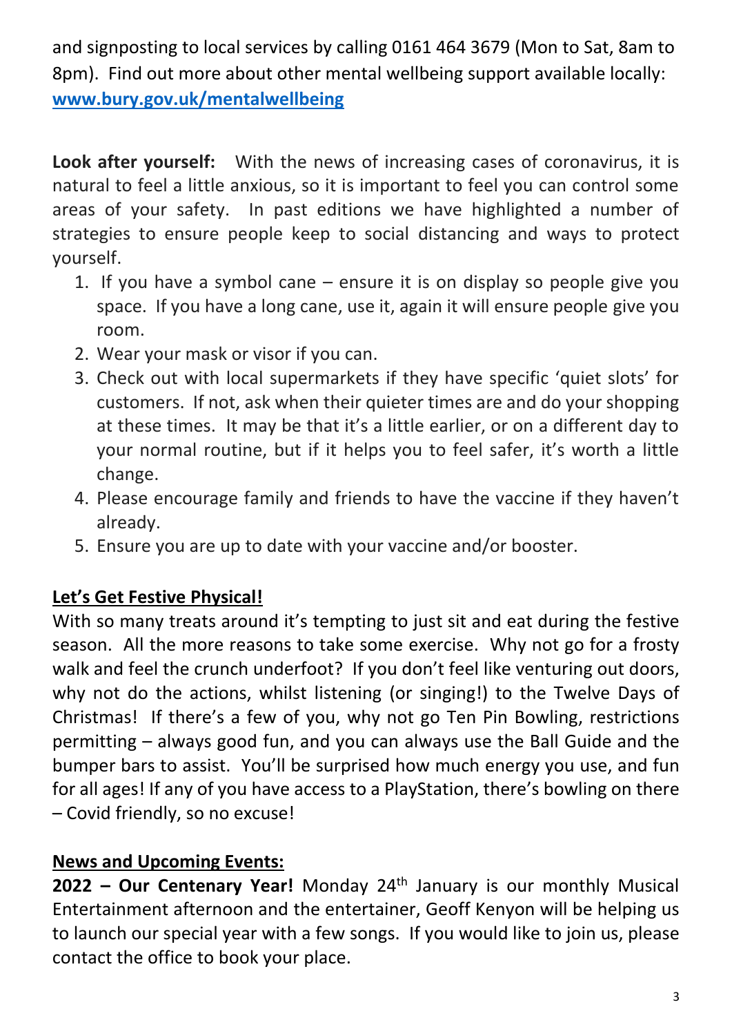and signposting to local services by calling 0161 464 3679 (Mon to Sat, 8am to 8pm). Find out more about other mental wellbeing support available locally: **[www.bury.gov.uk/mentalwellbeing](http://www.bury.gov.uk/mentalwellbeing)**

**Look after yourself:** With the news of increasing cases of coronavirus, it is natural to feel a little anxious, so it is important to feel you can control some areas of your safety. In past editions we have highlighted a number of strategies to ensure people keep to social distancing and ways to protect yourself.

1. If you have a symbol cane – ensure it is on display so people give you space. If you have a long cane, use it, again it will ensure people give you room.
2. Wear your mask or visor if you can.
3. Check out with local supermarkets if they have specific 'quiet slots' for customers. If not, ask when their quieter times are and do your shopping at these times. It may be that it's a little earlier, or on a different day to your normal routine, but if it helps you to feel safer, it's worth a little change.
4. Please encourage family and friends to have the vaccine if they haven't already.
5. Ensure you are up to date with your vaccine and/or booster.

## Let's Get Festive Physical!

With so many treats around it's tempting to just sit and eat during the festive season. All the more reasons to take some exercise. Why not go for a frosty walk and feel the crunch underfoot? If you don't feel like venturing out doors, why not do the actions, whilst listening (or singing!) to the Twelve Days of Christmas! If there's a few of you, why not go Ten Pin Bowling, restrictions permitting – always good fun, and you can always use the Ball Guide and the bumper bars to assist. You'll be surprised how much energy you use, and fun for all ages! If any of you have access to a PlayStation, there's bowling on there – Covid friendly, so no excuse!

## News and Upcoming Events:

**2022 – Our Centenary Year!** Monday 24th January is our monthly Musical Entertainment afternoon and the entertainer, Geoff Kenyon will be helping us to launch our special year with a few songs. If you would like to join us, please contact the office to book your place.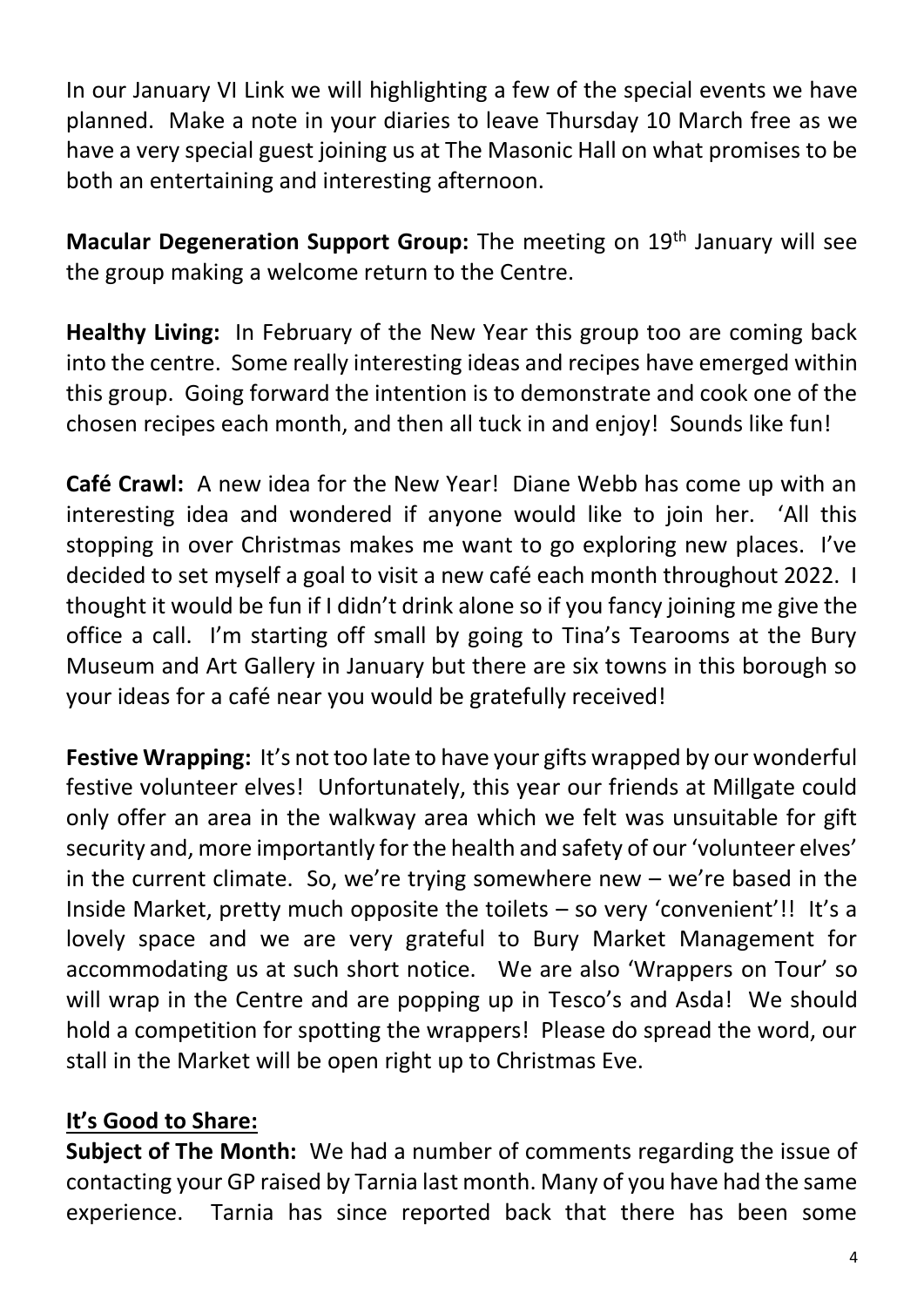In our January VI Link we will highlighting a few of the special events we have planned. Make a note in your diaries to leave Thursday 10 March free as we have a very special guest joining us at The Masonic Hall on what promises to be both an entertaining and interesting afternoon.

**Macular Degeneration Support Group:** The meeting on 19th January will see the group making a welcome return to the Centre.

**Healthy Living:** In February of the New Year this group too are coming back into the centre. Some really interesting ideas and recipes have emerged within this group. Going forward the intention is to demonstrate and cook one of the chosen recipes each month, and then all tuck in and enjoy! Sounds like fun!

**Café Crawl:** A new idea for the New Year! Diane Webb has come up with an interesting idea and wondered if anyone would like to join her. 'All this stopping in over Christmas makes me want to go exploring new places. I've decided to set myself a goal to visit a new café each month throughout 2022. I thought it would be fun if I didn't drink alone so if you fancy joining me give the office a call. I'm starting off small by going to Tina's Tearooms at the Bury Museum and Art Gallery in January but there are six towns in this borough so your ideas for a café near you would be gratefully received!

**Festive Wrapping:** It's not too late to have your gifts wrapped by our wonderful festive volunteer elves! Unfortunately, this year our friends at Millgate could only offer an area in the walkway area which we felt was unsuitable for gift security and, more importantly for the health and safety of our 'volunteer elves' in the current climate. So, we're trying somewhere new – we're based in the Inside Market, pretty much opposite the toilets – so very 'convenient'!! It's a lovely space and we are very grateful to Bury Market Management for accommodating us at such short notice. We are also 'Wrappers on Tour' so will wrap in the Centre and are popping up in Tesco's and Asda! We should hold a competition for spotting the wrappers! Please do spread the word, our stall in the Market will be open right up to Christmas Eve.

## It's Good to Share:

**Subject of The Month:** We had a number of comments regarding the issue of contacting your GP raised by Tarnia last month. Many of you have had the same experience. Tarnia has since reported back that there has been some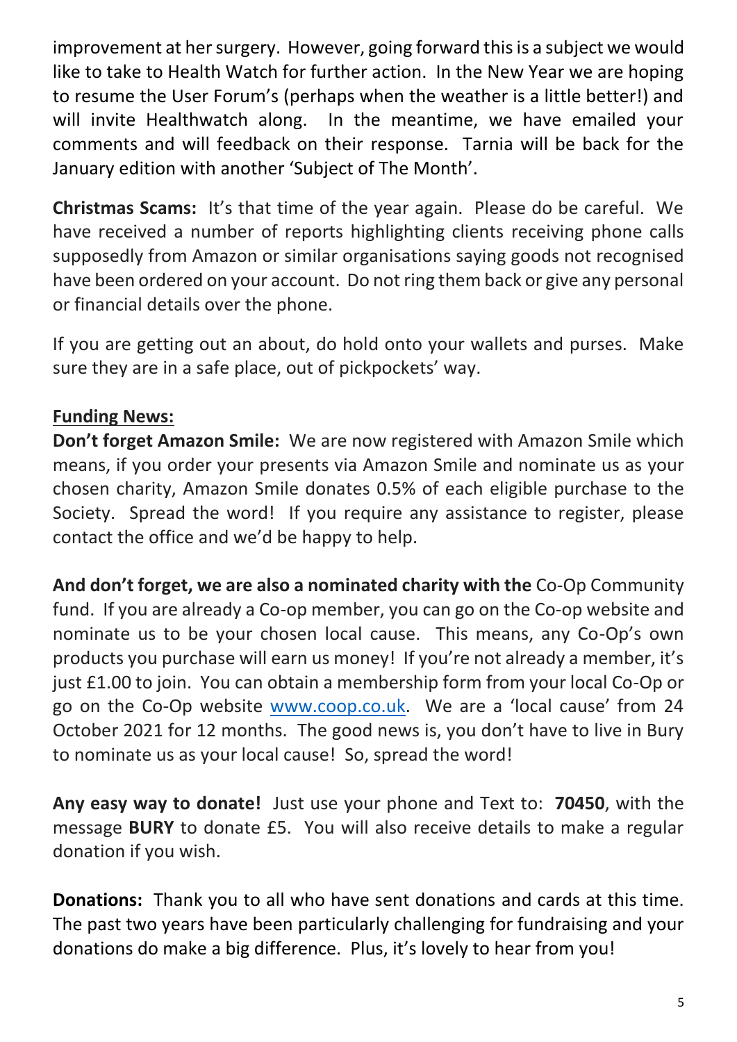improvement at her surgery. However, going forward this is a subject we would like to take to Health Watch for further action. In the New Year we are hoping to resume the User Forum's (perhaps when the weather is a little better!) and will invite Healthwatch along. In the meantime, we have emailed your comments and will feedback on their response. Tarnia will be back for the January edition with another 'Subject of The Month'.

**Christmas Scams:** It's that time of the year again. Please do be careful. We have received a number of reports highlighting clients receiving phone calls supposedly from Amazon or similar organisations saying goods not recognised have been ordered on your account. Do not ring them back or give any personal or financial details over the phone.

If you are getting out an about, do hold onto your wallets and purses. Make sure they are in a safe place, out of pickpockets' way.

**Funding News:**

**Don't forget Amazon Smile:** We are now registered with Amazon Smile which means, if you order your presents via Amazon Smile and nominate us as your chosen charity, Amazon Smile donates 0.5% of each eligible purchase to the Society. Spread the word! If you require any assistance to register, please contact the office and we'd be happy to help.

**And don't forget, we are also a nominated charity with the** Co-Op Community fund. If you are already a Co-op member, you can go on the Co-op website and nominate us to be your chosen local cause. This means, any Co-Op's own products you purchase will earn us money! If you're not already a member, it's just £1.00 to join. You can obtain a membership form from your local Co-Op or go on the Co-Op website [www.coop.co.uk](http://www.coop.co.uk). We are a 'local cause' from 24 October 2021 for 12 months. The good news is, you don't have to live in Bury to nominate us as your local cause! So, spread the word!

**Any easy way to donate!** Just use your phone and Text to: **70450**, with the message **BURY** to donate £5. You will also receive details to make a regular donation if you wish.

**Donations:** Thank you to all who have sent donations and cards at this time. The past two years have been particularly challenging for fundraising and your donations do make a big difference. Plus, it's lovely to hear from you!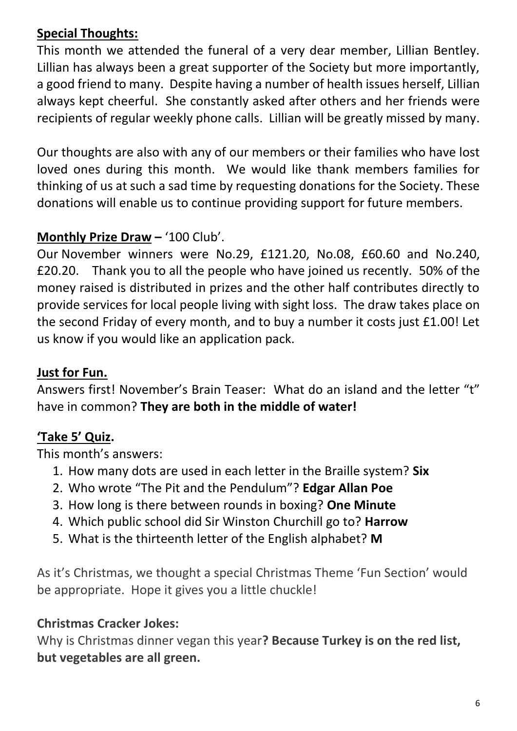**Special Thoughts:**

This month we attended the funeral of a very dear member, Lillian Bentley. Lillian has always been a great supporter of the Society but more importantly, a good friend to many. Despite having a number of health issues herself, Lillian always kept cheerful. She constantly asked after others and her friends were recipients of regular weekly phone calls. Lillian will be greatly missed by many.

Our thoughts are also with any of our members or their families who have lost loved ones during this month. We would like thank members families for thinking of us at such a sad time by requesting donations for the Society. These donations will enable us to continue providing support for future members.

**Monthly Prize Draw** – '100 Club'.

Our November winners were No.29, £121.20, No.08, £60.60 and No.240, £20.20. Thank you to all the people who have joined us recently. 50% of the money raised is distributed in prizes and the other half contributes directly to provide services for local people living with sight loss. The draw takes place on the second Friday of every month, and to buy a number it costs just £1.00! Let us know if you would like an application pack.

**Just for Fun.**

Answers first! November's Brain Teaser: What do an island and the letter "t" have in common? **They are both in the middle of water!**

**'Take 5' Quiz.**

This month's answers:

1. How many dots are used in each letter in the Braille system? **Six**
2. Who wrote "The Pit and the Pendulum"? **Edgar Allan Poe**
3. How long is there between rounds in boxing? **One Minute**
4. Which public school did Sir Winston Churchill go to? **Harrow**
5. What is the thirteenth letter of the English alphabet? **M**

As it's Christmas, we thought a special Christmas Theme 'Fun Section' would be appropriate. Hope it gives you a little chuckle!

**Christmas Cracker Jokes:**

Why is Christmas dinner vegan this year**? Because Turkey is on the red list, but vegetables are all green.**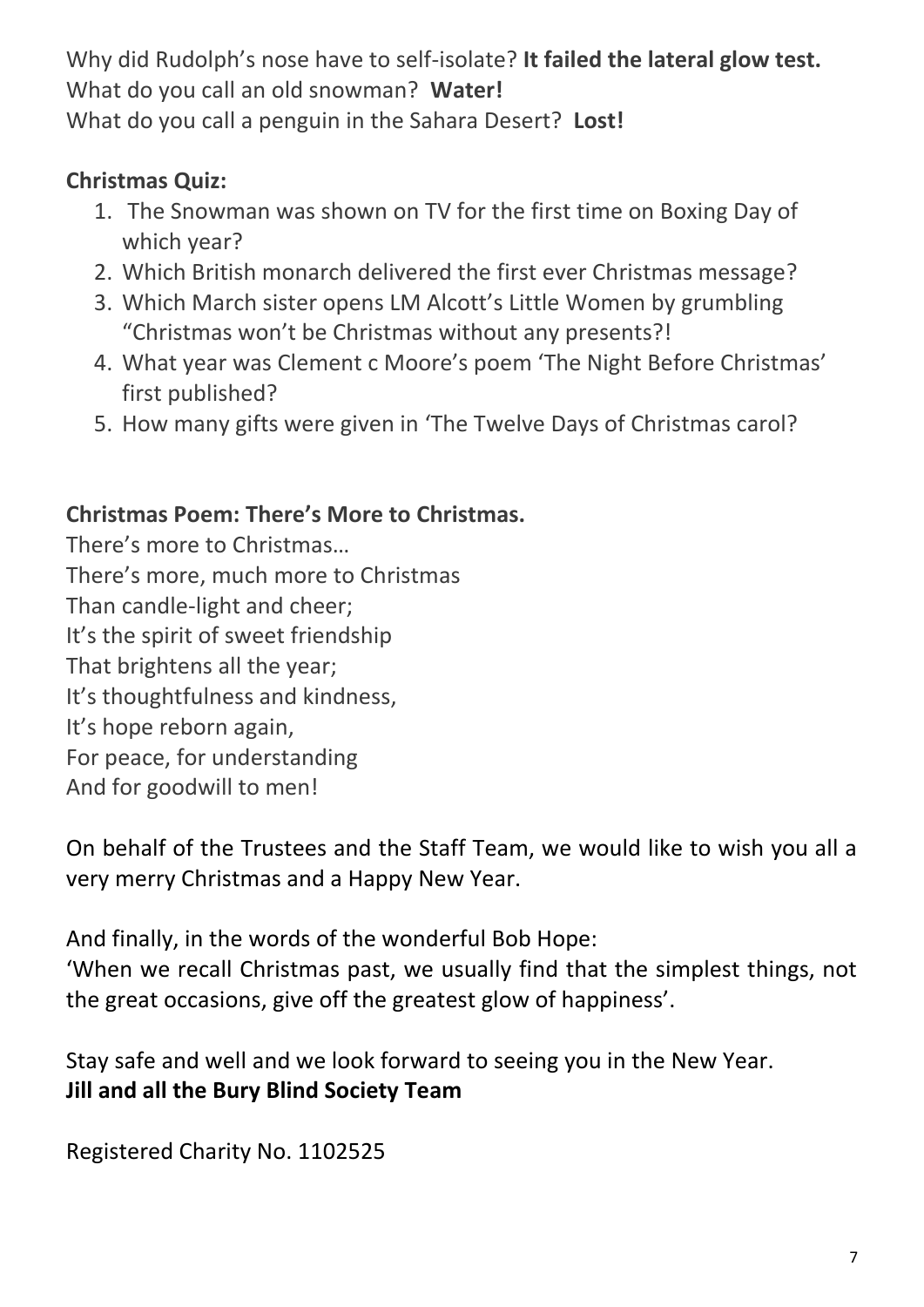Why did Rudolph's nose have to self-isolate? **It failed the lateral glow test.**
What do you call an old snowman? **Water!**
What do you call a penguin in the Sahara Desert? **Lost!**

**Christmas Quiz:**

1. The Snowman was shown on TV for the first time on Boxing Day of which year?
2. Which British monarch delivered the first ever Christmas message?
3. Which March sister opens LM Alcott's Little Women by grumbling "Christmas won't be Christmas without any presents?!
4. What year was Clement c Moore's poem 'The Night Before Christmas' first published?
5. How many gifts were given in 'The Twelve Days of Christmas carol?

**Christmas Poem: There's More to Christmas.**

There's more to Christmas…
There's more, much more to Christmas
Than candle-light and cheer;
It's the spirit of sweet friendship
That brightens all the year;
It's thoughtfulness and kindness,
It's hope reborn again,
For peace, for understanding
And for goodwill to men!

On behalf of the Trustees and the Staff Team, we would like to wish you all a very merry Christmas and a Happy New Year.

And finally, in the words of the wonderful Bob Hope:
'When we recall Christmas past, we usually find that the simplest things, not the great occasions, give off the greatest glow of happiness'.

Stay safe and well and we look forward to seeing you in the New Year.
**Jill and all the Bury Blind Society Team**

Registered Charity No. 1102525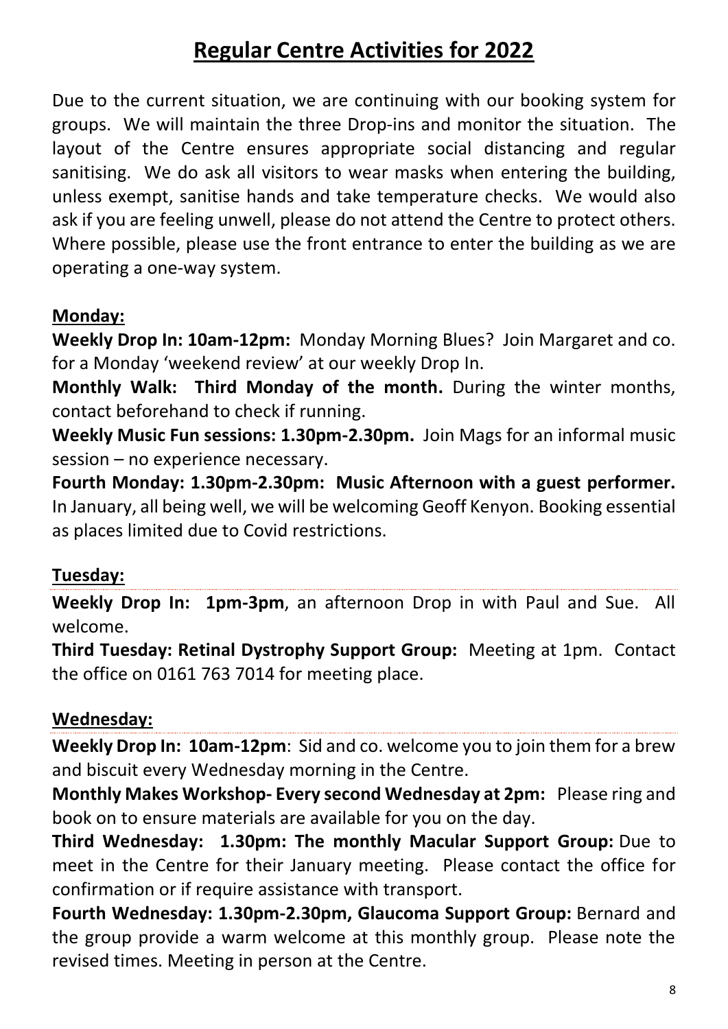# Regular Centre Activities for 2022

Due to the current situation, we are continuing with our booking system for groups. We will maintain the three Drop-ins and monitor the situation. The layout of the Centre ensures appropriate social distancing and regular sanitising. We do ask all visitors to wear masks when entering the building, unless exempt, sanitise hands and take temperature checks. We would also ask if you are feeling unwell, please do not attend the Centre to protect others. Where possible, please use the front entrance to enter the building as we are operating a one-way system.

## Monday:

**Weekly Drop In: 10am-12pm:** Monday Morning Blues? Join Margaret and co. for a Monday 'weekend review' at our weekly Drop In.

**Monthly Walk: Third Monday of the month.** During the winter months, contact beforehand to check if running.

**Weekly Music Fun sessions: 1.30pm-2.30pm.** Join Mags for an informal music session – no experience necessary.

**Fourth Monday: 1.30pm-2.30pm: Music Afternoon with a guest performer.** In January, all being well, we will be welcoming Geoff Kenyon. Booking essential as places limited due to Covid restrictions.

## Tuesday:

**Weekly Drop In: 1pm-3pm**, an afternoon Drop in with Paul and Sue. All welcome.

**Third Tuesday: Retinal Dystrophy Support Group:** Meeting at 1pm. Contact the office on 0161 763 7014 for meeting place.

## Wednesday:

**Weekly Drop In: 10am-12pm**: Sid and co. welcome you to join them for a brew and biscuit every Wednesday morning in the Centre.

**Monthly Makes Workshop- Every second Wednesday at 2pm:** Please ring and book on to ensure materials are available for you on the day.

**Third Wednesday: 1.30pm: The monthly Macular Support Group:** Due to meet in the Centre for their January meeting. Please contact the office for confirmation or if require assistance with transport.

**Fourth Wednesday: 1.30pm-2.30pm, Glaucoma Support Group:** Bernard and the group provide a warm welcome at this monthly group. Please note the revised times. Meeting in person at the Centre.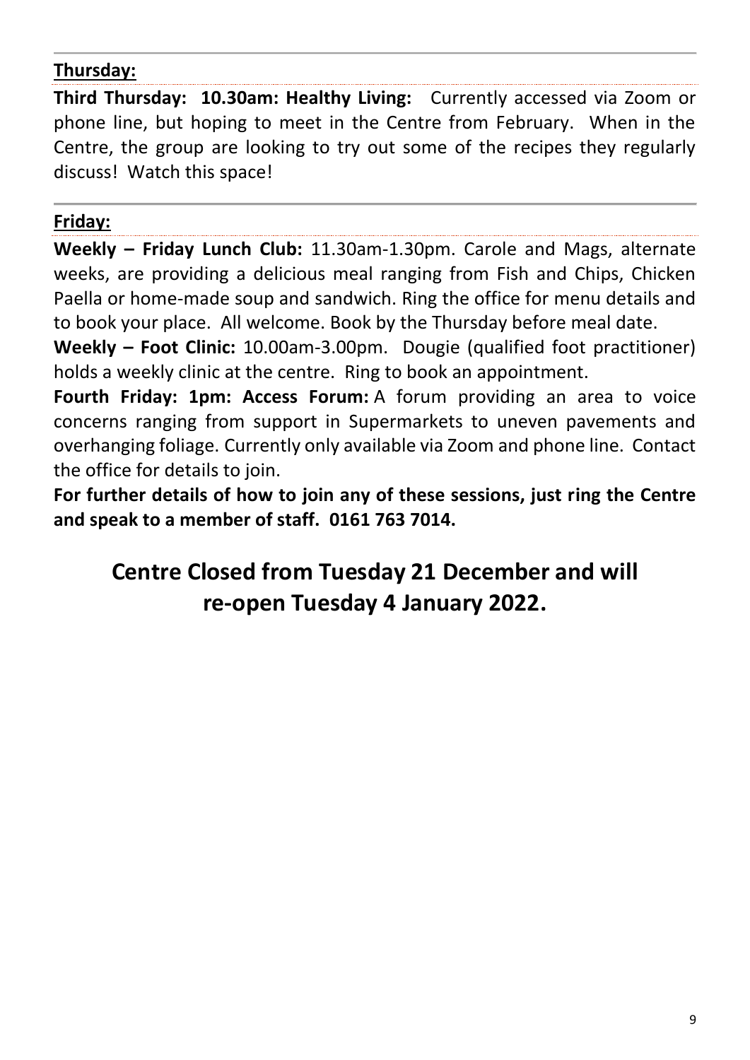**Thursday:**

**Third Thursday: 10.30am: Healthy Living:** Currently accessed via Zoom or phone line, but hoping to meet in the Centre from February. When in the Centre, the group are looking to try out some of the recipes they regularly discuss! Watch this space!

**Friday:**

**Weekly – Friday Lunch Club:** 11.30am-1.30pm. Carole and Mags, alternate weeks, are providing a delicious meal ranging from Fish and Chips, Chicken Paella or home-made soup and sandwich. Ring the office for menu details and to book your place. All welcome. Book by the Thursday before meal date.

**Weekly – Foot Clinic:** 10.00am-3.00pm. Dougie (qualified foot practitioner) holds a weekly clinic at the centre. Ring to book an appointment.

**Fourth Friday: 1pm: Access Forum:** A forum providing an area to voice concerns ranging from support in Supermarkets to uneven pavements and overhanging foliage. Currently only available via Zoom and phone line. Contact the office for details to join.

**For further details of how to join any of these sessions, just ring the Centre and speak to a member of staff. 0161 763 7014.**

## Centre Closed from Tuesday 21 December and will re-open Tuesday 4 January 2022.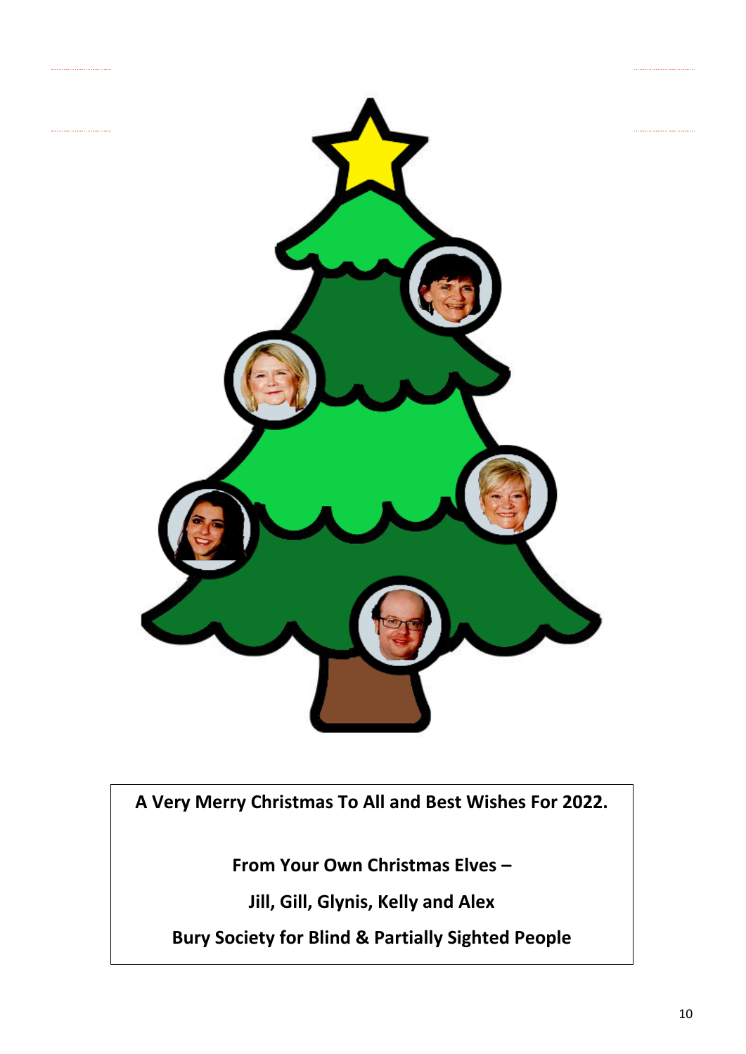**A Very Merry Christmas To All and Best Wishes For 2022.**

**From Your Own Christmas Elves –**

**Jill, Gill, Glynis, Kelly and Alex**

**Bury Society for Blind & Partially Sighted People**